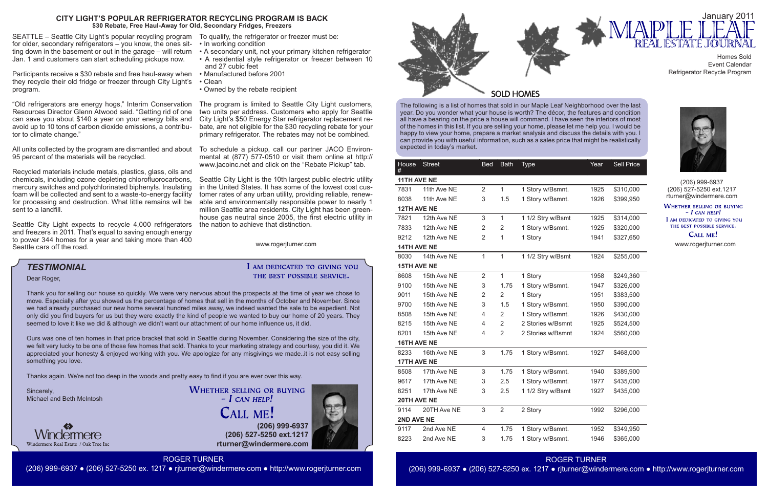## CITY LIGHT'S POPULAR REFRIGERATOR RECYCLING PROGRAM IS BACK

**$30 Rebate, Free Haul-Away for Old, Secondary Fridges, Freezers**

SEATTLE – Seattle City Light's popular recycling program for older, secondary refrigerators – you know, the ones sitting down in the basement or out in the garage – will return Jan. 1 and customers can start scheduling pickups now.

Participants receive a $30 rebate and free haul-away when they recycle their old fridge or freezer through City Light's program.

"Old refrigerators are energy hogs," Interim Conservation Resources Director Glenn Atwood said. "Getting rid of one can save you about $140 a year on your energy bills and avoid up to 10 tons of carbon dioxide emissions, a contributor to climate change."

All units collected by the program are dismantled and about 95 percent of the materials will be recycled.

Recycled materials include metals, plastics, glass, oils and chemicals, including ozone depleting chlorofluorocarbons, mercury switches and polychlorinated biphenyls. Insulating foam will be collected and sent to a waste-to-energy facility for processing and destruction. What little remains will be sent to a landfill.

Seattle City Light expects to recycle 4,000 refrigerators and freezers in 2011. That's equal to saving enough energy to power 344 homes for a year and taking more than 400 Seattle cars off the road.

To qualify, the refrigerator or freezer must be:

- In working condition
- A secondary unit, not your primary kitchen refrigerator
- A residential style refrigerator or freezer between 10 and 27 cubic feet
- Manufactured before 2001
- Clean
- Owned by the rebate recipient

The program is limited to Seattle City Light customers, two units per address. Customers who apply for Seattle City Light's $50 Energy Star refrigerator replacement rebate, are not eligible for the $30 recycling rebate for your primary refrigerator. The rebates may not be combined.

To schedule a pickup, call our partner JACO Environmental at (877) 577-0510 or visit them online at http://www.jacoinc.net and click on the "Rebate Pickup" tab.

Seattle City Light is the 10th largest public electric utility in the United States. It has some of the lowest cost customer rates of any urban utility, providing reliable, renewable and environmentally responsible power to nearly 1 million Seattle area residents. City Light has been greenhouse gas neutral since 2005, the first electric utility in the nation to achieve that distinction.

www.rogerjturner.com

## TESTIMONIAL

I am dedicated to giving you the best possible service.

Dear Roger,

Thank you for selling our house so quickly. We were very nervous about the prospects at the time of year we chose to move. Especially after you showed us the percentage of homes that sell in the months of October and November. Since we had already purchased our new home several hundred miles away, we indeed wanted the sale to be expedient. Not only did you find buyers for us but they were exactly the kind of people we wanted to buy our home of 20 years. They seemed to love it like we did & although we didn't want our attachment of our home influence us, it did.

Ours was one of ten homes in that price bracket that sold in Seattle during November. Considering the size of the city, we felt very lucky to be one of those few homes that sold. Thanks to your marketing strategy and courtesy, you did it. We appreciated your honesty & enjoyed working with you. We apologize for any misgivings we made..it is not easy selling something you love.

Thanks again. We're not too deep in the woods and pretty easy to find if you are ever over this way.

Sincerely,
Michael and Beth McIntosh

Windermere
Windermere Real Estate / Oak Tree Inc

Whether selling or buying – I can help!

Call me!

(206) 999-6937
(206) 527-5250 ext.1217
rturner@windermere.com

ROGER TURNER
(206) 999-6937 ● (206) 527-5250 ex. 1217 ● rjturner@windermere.com ● http://www.rogerjturner.com

# MAPLE LEAF REAL ESTATE JOURNAL

January 2011

Homes Sold
Event Calendar
Refrigerator Recycle Program

## SOLD HOMES

The following is a list of homes that sold in our Maple Leaf Neighborhood over the last year. Do you wonder what your house is worth? The décor, the features and condition all have a bearing on the price a house will command. I have seen the interiors of most of the homes in this list. If you are selling your home, please let me help you. I would be happy to view your home, prepare a market analysis and discuss the details with you. I can provide you with useful information, such as a sales price that might be realistically expected in today's market.

| House # | Street | Bed | Bath | Type | Year | Sell Price |
|---|---|---|---|---|---|---|
| **11TH AVE NE** | | | | | | |
| 7831 | 11th Ave NE | 2 | 1 | 1 Story w/Bsmnt. | 1925 | $310,000 |
| 8038 | 11th Ave NE | 3 | 1.5 | 1 Story w/Bsmnt. | 1926 | $399,950 |
| **12TH AVE NE** | | | | | | |
| 7821 | 12th Ave NE | 3 | 1 | 1 1/2 Stry w/Bsmt | 1925 | $314,000 |
| 7833 | 12th Ave NE | 2 | 2 | 1 Story w/Bsmnt. | 1925 | $320,000 |
| 9212 | 12th Ave NE | 2 | 1 | 1 Story | 1941 | $327,650 |
| **14TH AVE NE** | | | | | | |
| 8030 | 14th Ave NE | 1 | 1 | 1 1/2 Stry w/Bsmt | 1924 | $255,000 |
| **15TH AVE NE** | | | | | | |
| 8608 | 15th Ave NE | 2 | 1 | 1 Story | 1958 | $249,360 |
| 9100 | 15th Ave NE | 3 | 1.75 | 1 Story w/Bsmnt. | 1947 | $326,000 |
| 9011 | 15th Ave NE | 2 | 2 | 1 Story | 1951 | $383,500 |
| 9700 | 15th Ave NE | 3 | 1.5 | 1 Story w/Bsmnt. | 1950 | $390,000 |
| 8508 | 15th Ave NE | 4 | 2 | 1 Story w/Bsmnt. | 1926 | $430,000 |
| 8215 | 15th Ave NE | 4 | 2 | 2 Stories w/Bsmnt | 1925 | $524,500 |
| 8201 | 15th Ave NE | 4 | 2 | 2 Stories w/Bsmnt | 1924 | $560,000 |
| **16TH AVE NE** | | | | | | |
| 8233 | 16th Ave NE | 3 | 1.75 | 1 Story w/Bsmnt. | 1927 | $468,000 |
| **17TH AVE NE** | | | | | | |
| 8508 | 17th Ave NE | 3 | 1.75 | 1 Story w/Bsmnt. | 1940 | $389,900 |
| 9617 | 17th Ave NE | 3 | 2.5 | 1 Story w/Bsmnt. | 1977 | $435,000 |
| 8251 | 17th Ave NE | 3 | 2.5 | 1 1/2 Stry w/Bsmt | 1927 | $435,000 |
| **20TH AVE NE** | | | | | | |
| 9114 | 20TH Ave NE | 3 | 2 | 2 Story | 1992 | $296,000 |
| **2ND AVE NE** | | | | | | |
| 9117 | 2nd Ave NE | 4 | 1.75 | 1 Story w/Bsmnt. | 1952 | $349,950 |
| 8223 | 2nd Ave NE | 3 | 1.75 | 1 Story w/Bsmnt. | 1946 | $365,000 |

(206) 999-6937
(206) 527-5250 ext.1217
rturner@windermere.com

Whether selling or buying – I can help!
I am dedicated to giving you the best possible service.
Call me!

www.rogerjturner.com

ROGER TURNER
(206) 999-6937 ● (206) 527-5250 ex. 1217 ● rjturner@windermere.com ● http://www.rogerjturner.com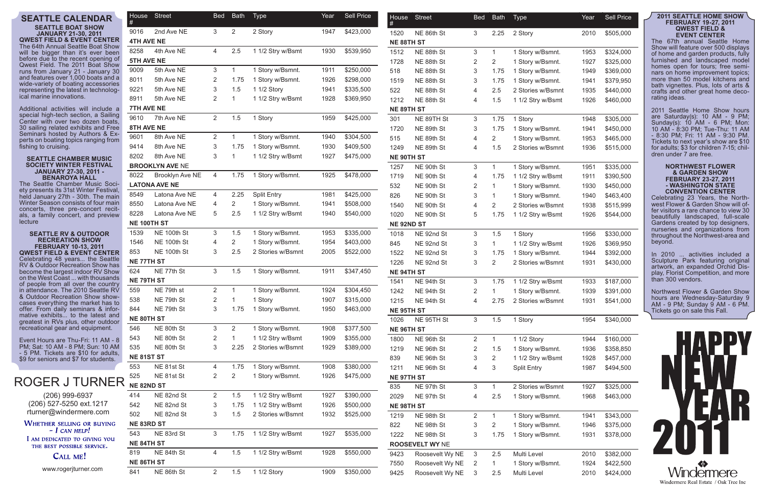## SEATTLE CALENDAR

### SEATTLE BOAT SHOW
**JANUARY 21-30, 2011**
**QWEST FIELD & EVENT CENTER**

The 64th Annual Seattle Boat Show will be bigger than it's ever been before due to the recent opening of Qwest Field. The 2011 Boat Show runs from January 21 - January 30 and features over 1,000 boats and a wide-variety of boating accessories representing the latest in technological marine innovations.

Additional activities will include a special high-tech section, a Sailing Center with over two dozen boats, 30 sailing related exhibits and Free Seminars hosted by Authors & Experts on boating topics ranging from fishing to cruising.

### SEATTLE CHAMBER MUSIC SOCIETY WINTER FESTIVAL
**JANUARY 27-30, 2011 - BENAROYA HALL**

The Seattle Chamber Music Society presents its 31st Winter Festival, held January 27th - 30th. The main Winter Season consists of four main concerts, three pre-concert recitals, a family concert, and preview lecture

### SEATTLE RV & OUTDOOR RECREATION SHOW
**FEBRUARY 10-13, 2011**
**QWEST FIELD & EVENT CENTER**

Celebrating 48 years... the Seattle RV & Outdoor Recreation Show has become the largest indoor RV Show on the West Coast ... with thousands of people from all over the country in attendance. The 2010 Seattle RV & Outdoor Recreation Show showcases everything the market has to offer. From daily seminars & informative exhibits... to the latest and greatest in RVs plus, other outdoor recreational gear and equipment.

Event Hours are Thu-Fri: 11 AM - 8 PM; Sat: 10 AM - 8 PM; Sun: 10 AM - 5 PM. Tickets are $10 for adults, $9 for seniors and $7 for students.

# ROGER J TURNER

(206) 999-6937
(206) 527-5250 ext.1217
rturner@windermere.com

WHETHER SELLING OR BUYING – I CAN HELP!
I AM DEDICATED TO GIVING YOU THE BEST POSSIBLE SERVICE.
CALL ME!

www.rogerjturner.com

| House # | Street | Bed | Bath | Type | Year | Sell Price |
|---|---|---|---|---|---|---|
| 9016 | 2nd Ave NE | 3 | 2 | 2 Story | 1947 | $423,000 |
| **4TH AVE NE** | | | | | | |
| 8258 | 4th Ave NE | 4 | 2.5 | 1 1/2 Stry w/Bsmt | 1930 | $539,950 |
| **5TH AVE NE** | | | | | | |
| 9009 | 5th Ave NE | 3 | 1 | 1 Story w/Bsmnt. | 1911 | $250,000 |
| 8011 | 5th Ave NE | 2 | 1.75 | 1 Story w/Bsmnt. | 1926 | $298,000 |
| 9221 | 5th Ave NE | 3 | 1.5 | 1 1/2 Story | 1941 | $335,500 |
| 8911 | 5th Ave NE | 2 | 1 | 1 1/2 Stry w/Bsmt | 1928 | $369,950 |
| **7TH AVE NE** | | | | | | |
| 9610 | 7th Ave NE | 2 | 1.5 | 1 Story | 1959 | $425,000 |
| **8TH AVE NE** | | | | | | |
| 9601 | 8th Ave NE | 2 | 1 | 1 Story w/Bsmnt. | 1940 | $304,500 |
| 9414 | 8th Ave NE | 3 | 1.75 | 1 Story w/Bsmnt. | 1930 | $409,500 |
| 8202 | 8th Ave NE | 3 | 1 | 1 1/2 Stry w/Bsmt | 1927 | $475,000 |
| **BROOKLYN AVE NE** | | | | | | |
| 8022 | Brooklyn Ave NE | 4 | 1.75 | 1 Story w/Bsmnt. | 1925 | $478,000 |
| **LATONA AVE NE** | | | | | | |
| 8549 | Latona Ave NE | 4 | 2.25 | Split Entry | 1981 | $425,000 |
| 8550 | Latona Ave NE | 4 | 2 | 1 Story w/Bsmnt. | 1941 | $508,000 |
| 8228 | Latona Ave NE | 5 | 2.5 | 1 1/2 Stry w/Bsmt | 1940 | $540,000 |
| **NE 100TH ST** | | | | | | |
| 1539 | NE 100th St | 3 | 1.5 | 1 Story w/Bsmnt. | 1953 | $335,000 |
| 1546 | NE 100th St | 4 | 2 | 1 Story w/Bsmnt. | 1954 | $403,000 |
| 853 | NE 100th St | 3 | 2.5 | 2 Stories w/Bsmnt | 2005 | $522,000 |
| **NE 77TH ST** | | | | | | |
| 624 | NE 77th St | 3 | 1.5 | 1 Story w/Bsmnt. | 1911 | $347,450 |
| **NE 79TH ST** | | | | | | |
| 559 | NE 79th st | 2 | 1 | 1 Story w/Bsmnt. | 1924 | $304,450 |
| 538 | NE 79th St | 2 | 1 | 1 Story | 1907 | $315,000 |
| 844 | NE 79th St | 3 | 1.75 | 1 Story w/Bsmnt. | 1950 | $463,000 |
| **NE 80TH ST** | | | | | | |
| 546 | NE 80th St | 3 | 2 | 1 Story w/Bsmnt. | 1908 | $377,500 |
| 543 | NE 80th St | 2 | 1 | 1 1/2 Stry w/Bsmt | 1909 | $355,000 |
| 535 | NE 80th St | 3 | 2.25 | 2 Stories w/Bsmnt | 1929 | $389,000 |
| **NE 81ST ST** | | | | | | |
| 553 | NE 81st St | 4 | 1.75 | 1 Story w/Bsmnt. | 1908 | $380,000 |
| 525 | NE 81st St | 2 | 2 | 1 Story w/Bsmnt. | 1926 | $475,000 |
| **NE 82ND ST** | | | | | | |
| 414 | NE 82nd St | 2 | 1.5 | 1 1/2 Stry w/Bsmt | 1927 | $390,000 |
| 542 | NE 82nd St | 3 | 1.75 | 1 1/2 Stry w/Bsmt | 1926 | $500,000 |
| 502 | NE 82nd St | 3 | 1.5 | 2 Stories w/Bsmnt | 1932 | $525,000 |
| **NE 83RD ST** | | | | | | |
| 543 | NE 83rd St | 3 | 1.75 | 1 1/2 Stry w/Bsmt | 1927 | $535,000 |
| **NE 84TH ST** | | | | | | |
| 819 | NE 84th St | 4 | 1.5 | 1 1/2 Stry w/Bsmt | 1928 | $550,000 |
| **NE 86TH ST** | | | | | | |
| 841 | NE 86th St | 2 | 1.5 | 1 1/2 Story | 1909 | $350,000 |

| House # | Street | Bed | Bath | Type | Year | Sell Price |
|---|---|---|---|---|---|---|
| 1520 | NE 86th St | 3 | 2.25 | 2 Story | 2010 | $505,000 |
| **NE 88TH ST** | | | | | | |
| 1512 | NE 88th St | 3 | 1 | 1 Story w/Bsmnt. | 1953 | $324,000 |
| 1728 | NE 88th St | 2 | 2 | 1 Story w/Bsmnt. | 1927 | $325,000 |
| 518 | NE 88th St | 3 | 1.75 | 1 Story w/Bsmnt. | 1949 | $369,000 |
| 1519 | NE 88th St | 3 | 1.75 | 1 Story w/Bsmnt. | 1941 | $379,950 |
| 522 | NE 88th St | 4 | 2.5 | 2 Stories w/Bsmnt | 1935 | $440,000 |
| 1212 | NE 88th St | 4 | 1.5 | 1 1/2 Stry w/Bsmt | 1926 | $460,000 |
| **NE 89TH ST** | | | | | | |
| 301 | NE 89TH St | 3 | 1.75 | 1 Story | 1948 | $305,000 |
| 1720 | NE 89th St | 3 | 1.75 | 1 Story w/Bsmnt. | 1941 | $450,000 |
| 515 | NE 89th St | 4 | 2 | 1 Story w/Bsmnt. | 1953 | $465,000 |
| 1249 | NE 89th St | 4 | 1.5 | 2 Stories w/Bsmnt | 1936 | $515,000 |
| **NE 90TH ST** | | | | | | |
| 1257 | NE 90th St | 3 | 1 | 1 Story w/Bsmnt. | 1951 | $335,000 |
| 1719 | NE 90th St | 4 | 1.75 | 1 1/2 Stry w/Bsmt | 1911 | $390,500 |
| 532 | NE 90th St | 2 | 1 | 1 Story w/Bsmnt. | 1930 | $450,000 |
| 826 | NE 90th St | 3 | 1 | 1 Story w/Bsmnt. | 1940 | $463,400 |
| 1540 | NE 90th St | 4 | 2 | 2 Stories w/Bsmnt | 1938 | $515,999 |
| 1020 | NE 90th St | 5 | 1.75 | 1 1/2 Stry w/Bsmt | 1926 | $544,000 |
| **NE 92ND ST** | | | | | | |
| 1018 | NE 92nd St | 3 | 1.5 | 1 Story | 1956 | $330,000 |
| 845 | NE 92nd St | 3 | 1 | 1 1/2 Stry w/Bsmt | 1926 | $369,950 |
| 1522 | NE 92nd St | 3 | 1.75 | 1 Story w/Bsmnt. | 1944 | $392,000 |
| 1226 | NE 92nd St | 3 | 2 | 2 Stories w/Bsmnt | 1931 | $430,000 |
| **NE 94TH ST** | | | | | | |
| 1541 | NE 94th St | 3 | 1.75 | 1 1/2 Stry w/Bsmt | 1933 | $187,000 |
| 1242 | NE 94th St | 2 | 1 | 1 Story w/Bsmnt. | 1939 | $391,000 |
| 1215 | NE 94th St | 4 | 2.75 | 2 Stories w/Bsmnt | 1931 | $541,000 |
| **NE 95TH ST** | | | | | | |
| 1026 | NE 95TH St | 3 | 1.5 | 1 Story | 1954 | $340,000 |
| **NE 96TH ST** | | | | | | |
| 1800 | NE 96th St | 2 | 1 | 1 1/2 Story | 1944 | $160,000 |
| 1219 | NE 96th St | 2 | 1.5 | 1 Story w/Bsmnt. | 1936 | $358,850 |
| 839 | NE 96th St | 3 | 2 | 1 1/2 Stry w/Bsmt | 1928 | $457,000 |
| 1211 | NE 96th St | 4 | 3 | Split Entry | 1987 | $494,500 |
| **NE 97TH ST** | | | | | | |
| 835 | NE 97th St | 3 | 1 | 2 Stories w/Bsmnt | 1927 | $325,000 |
| 2029 | NE 97th St | 4 | 2.5 | 1 Story w/Bsmnt. | 1968 | $463,000 |
| **NE 98TH ST** | | | | | | |
| 1219 | NE 98th St | 2 | 1 | 1 Story w/Bsmnt. | 1941 | $343,000 |
| 822 | NE 98th St | 3 | 2 | 1 Story w/Bsmnt. | 1946 | $375,000 |
| 1222 | NE 98th St | 3 | 1.75 | 1 Story w/Bsmnt. | 1931 | $378,000 |
| **ROOSEVELT WY NE** | | | | | | |
| 9423 | Roosevelt Wy NE | 3 | 2.5 | Multi Level | 2010 | $382,000 |
| 7550 | Roosevelt Wy NE | 2 | 1 | 1 Story w/Bsmnt. | 1924 | $422,500 |
| 9425 | Roosevelt Wy NE | 3 | 2.5 | Multi Level | 2010 | $424,000 |

### 2011 SEATTLE HOME SHOW
**FEBRUARY 19-27, 2011**
**QWEST FIELD & EVENT CENTER**

The 67th annual Seattle Home Show will feature over 500 displays of home and garden products, fully furnished and landscaped model homes open for tours; free seminars on home improvement topics; more than 50 model kitchens and bath vignettes. Plus, lots of arts & crafts and other great home decorating ideas.

2011 Seattle Home Show hours are Saturday(s): 10 AM - 9 PM; Sunday(s): 10 AM - 6 PM; Mon: 10 AM - 8:30 PM; Tue-Thu: 11 AM - 8:30 PM; Fri: 11 AM - 9:30 PM. Tickets to next year's show are $10 for adults; $3 for children 7-15; children under 7 are free.

### NORTHWEST FLOWER & GARDEN SHOW
**FEBRUARY 23-27, 2011 - WASHINGTON STATE CONVENTION CENTER**

Celebrating 23 Years, the Northwest Flower & Garden Show will offer visitors a rare chance to view 30 beautifully landscaped, full-scale Gardens created by top designers, nurseries and organizations from throughout the Northwest-area and beyond.

In 2010 ... activities included a Sculpture Park featuring original artwork, an expanded Orchid Display, Florist Competition, and more than 300 vendors.

Northwest Flower & Garden Show hours are Wednesday-Saturday 9 AM - 9 PM; Sunday 9 AM - 6 PM. Tickets go on sale this Fall.

HAPPY NEW YEAR 2011

Windermere
Windermere Real Estate / Oak Tree Inc